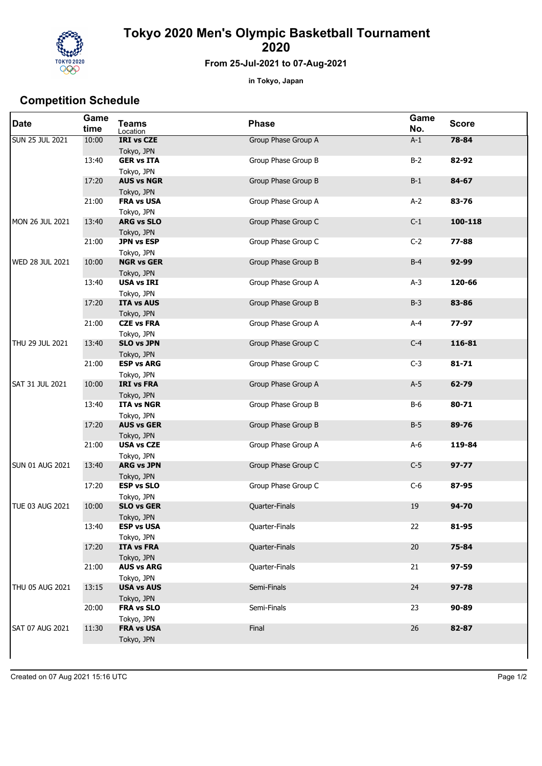# Tokyo 2020 Men's Olympic Basketball Tournament 2020

**From 25-Jul-2021 to 07-Aug-2021**

**in Tokyo, Japan**

## Competition Schedule

| Date | Game time | Teams<br>Location | Phase | Game No. | Score |
|---|---|---|---|---|---|
| SUN 25 JUL 2021 | 10:00 | **IRI vs CZE**<br>Tokyo, JPN | Group Phase Group A | A-1 | **78-84** |
| | 13:40 | **GER vs ITA**<br>Tokyo, JPN | Group Phase Group B | B-2 | **82-92** |
| | 17:20 | **AUS vs NGR**<br>Tokyo, JPN | Group Phase Group B | B-1 | **84-67** |
| | 21:00 | **FRA vs USA**<br>Tokyo, JPN | Group Phase Group A | A-2 | **83-76** |
| MON 26 JUL 2021 | 13:40 | **ARG vs SLO**<br>Tokyo, JPN | Group Phase Group C | C-1 | **100-118** |
| | 21:00 | **JPN vs ESP**<br>Tokyo, JPN | Group Phase Group C | C-2 | **77-88** |
| WED 28 JUL 2021 | 10:00 | **NGR vs GER**<br>Tokyo, JPN | Group Phase Group B | B-4 | **92-99** |
| | 13:40 | **USA vs IRI**<br>Tokyo, JPN | Group Phase Group A | A-3 | **120-66** |
| | 17:20 | **ITA vs AUS**<br>Tokyo, JPN | Group Phase Group B | B-3 | **83-86** |
| | 21:00 | **CZE vs FRA**<br>Tokyo, JPN | Group Phase Group A | A-4 | **77-97** |
| THU 29 JUL 2021 | 13:40 | **SLO vs JPN**<br>Tokyo, JPN | Group Phase Group C | C-4 | **116-81** |
| | 21:00 | **ESP vs ARG**<br>Tokyo, JPN | Group Phase Group C | C-3 | **81-71** |
| SAT 31 JUL 2021 | 10:00 | **IRI vs FRA**<br>Tokyo, JPN | Group Phase Group A | A-5 | **62-79** |
| | 13:40 | **ITA vs NGR**<br>Tokyo, JPN | Group Phase Group B | B-6 | **80-71** |
| | 17:20 | **AUS vs GER**<br>Tokyo, JPN | Group Phase Group B | B-5 | **89-76** |
| | 21:00 | **USA vs CZE**<br>Tokyo, JPN | Group Phase Group A | A-6 | **119-84** |
| SUN 01 AUG 2021 | 13:40 | **ARG vs JPN**<br>Tokyo, JPN | Group Phase Group C | C-5 | **97-77** |
| | 17:20 | **ESP vs SLO**<br>Tokyo, JPN | Group Phase Group C | C-6 | **87-95** |
| TUE 03 AUG 2021 | 10:00 | **SLO vs GER**<br>Tokyo, JPN | Quarter-Finals | 19 | **94-70** |
| | 13:40 | **ESP vs USA**<br>Tokyo, JPN | Quarter-Finals | 22 | **81-95** |
| | 17:20 | **ITA vs FRA**<br>Tokyo, JPN | Quarter-Finals | 20 | **75-84** |
| | 21:00 | **AUS vs ARG**<br>Tokyo, JPN | Quarter-Finals | 21 | **97-59** |
| THU 05 AUG 2021 | 13:15 | **USA vs AUS**<br>Tokyo, JPN | Semi-Finals | 24 | **97-78** |
| | 20:00 | **FRA vs SLO**<br>Tokyo, JPN | Semi-Finals | 23 | **90-89** |
| SAT 07 AUG 2021 | 11:30 | **FRA vs USA**<br>Tokyo, JPN | Final | 26 | **82-87** |

Created on 07 Aug 2021 15:16 UTC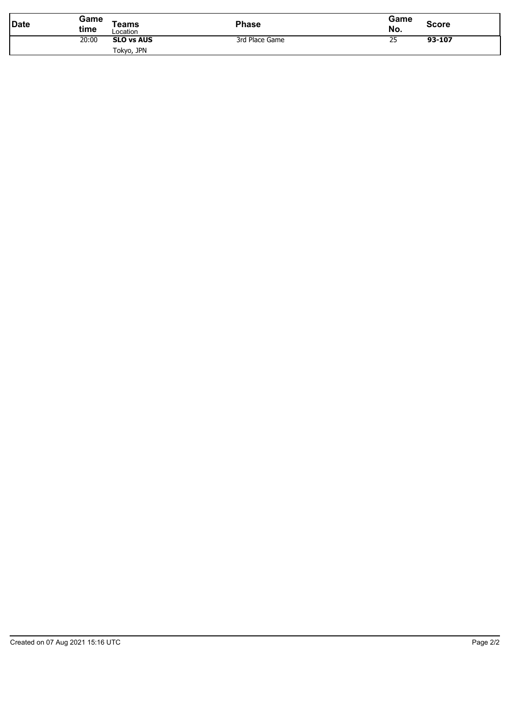| Date | Game time | Teams<br>Location | Phase | Game No. | Score |
|---|---|---|---|---|---|
| | 20:00 | **SLO vs AUS**<br>Tokyo, JPN | 3rd Place Game | 25 | **93-107** |

Created on 07 Aug 2021 15:16 UTC